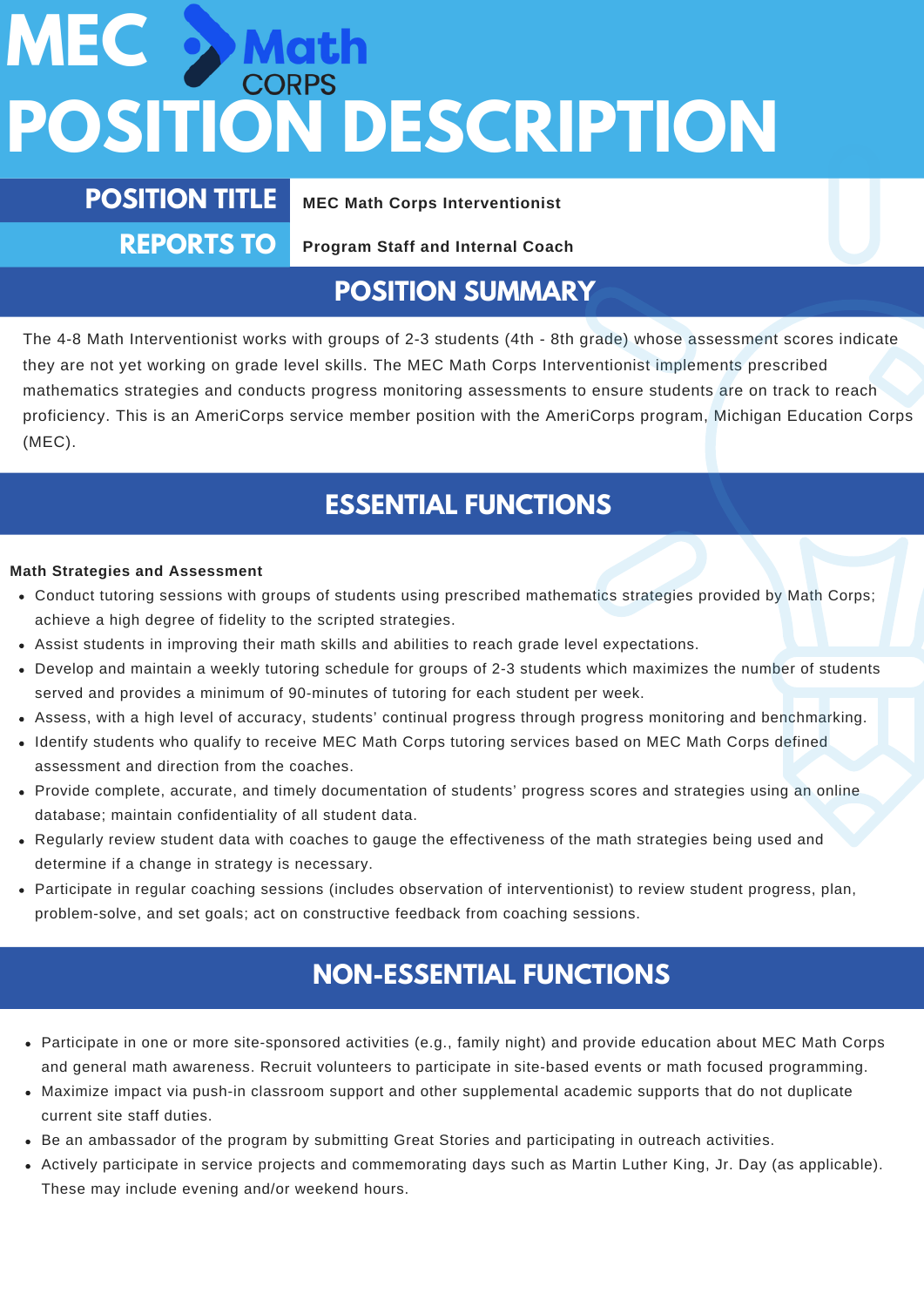# MEC Math CORPS POSITION DESCRIPTION

| | |
|---|---|
| **POSITION TITLE** | MEC Math Corps Interventionist |
| **REPORTS TO** | Program Staff and Internal Coach |

## POSITION SUMMARY

The 4-8 Math Interventionist works with groups of 2-3 students (4th - 8th grade) whose assessment scores indicate they are not yet working on grade level skills. The MEC Math Corps Interventionist implements prescribed mathematics strategies and conducts progress monitoring assessments to ensure students are on track to reach proficiency. This is an AmeriCorps service member position with the AmeriCorps program, Michigan Education Corps (MEC).

## ESSENTIAL FUNCTIONS

**Math Strategies and Assessment**

- Conduct tutoring sessions with groups of students using prescribed mathematics strategies provided by Math Corps; achieve a high degree of fidelity to the scripted strategies.
- Assist students in improving their math skills and abilities to reach grade level expectations.
- Develop and maintain a weekly tutoring schedule for groups of 2-3 students which maximizes the number of students served and provides a minimum of 90-minutes of tutoring for each student per week.
- Assess, with a high level of accuracy, students' continual progress through progress monitoring and benchmarking.
- Identify students who qualify to receive MEC Math Corps tutoring services based on MEC Math Corps defined assessment and direction from the coaches.
- Provide complete, accurate, and timely documentation of students' progress scores and strategies using an online database; maintain confidentiality of all student data.
- Regularly review student data with coaches to gauge the effectiveness of the math strategies being used and determine if a change in strategy is necessary.
- Participate in regular coaching sessions (includes observation of interventionist) to review student progress, plan, problem-solve, and set goals; act on constructive feedback from coaching sessions.

## NON-ESSENTIAL FUNCTIONS

- Participate in one or more site-sponsored activities (e.g., family night) and provide education about MEC Math Corps and general math awareness. Recruit volunteers to participate in site-based events or math focused programming.
- Maximize impact via push-in classroom support and other supplemental academic supports that do not duplicate current site staff duties.
- Be an ambassador of the program by submitting Great Stories and participating in outreach activities.
- Actively participate in service projects and commemorating days such as Martin Luther King, Jr. Day (as applicable). These may include evening and/or weekend hours.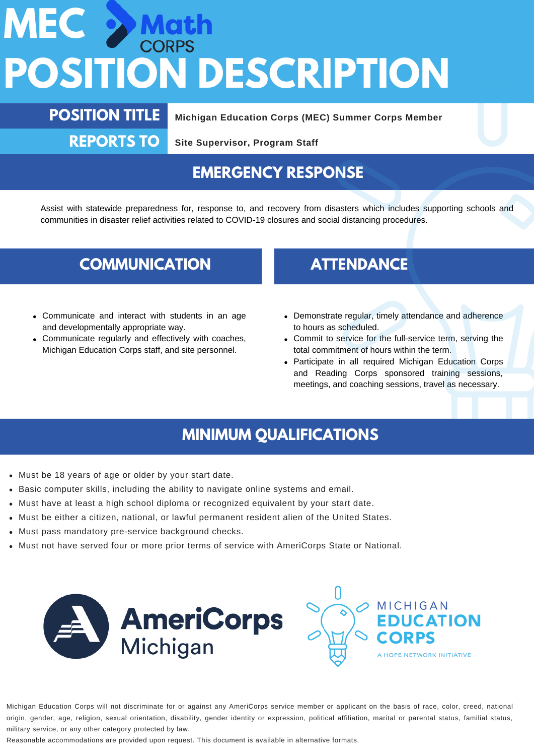# MEC Math CORPS POSITION DESCRIPTION

| | |
|---|---|
| **POSITION TITLE** | Michigan Education Corps (MEC) Summer Corps Member |
| **REPORTS TO** | Site Supervisor, Program Staff |

## EMERGENCY RESPONSE

Assist with statewide preparedness for, response to, and recovery from disasters which includes supporting schools and communities in disaster relief activities related to COVID-19 closures and social distancing procedures.

## COMMUNICATION

- Communicate and interact with students in an age and developmentally appropriate way.
- Communicate regularly and effectively with coaches, Michigan Education Corps staff, and site personnel.

## ATTENDANCE

- Demonstrate regular, timely attendance and adherence to hours as scheduled.
- Commit to service for the full-service term, serving the total commitment of hours within the term.
- Participate in all required Michigan Education Corps and Reading Corps sponsored training sessions, meetings, and coaching sessions, travel as necessary.

## MINIMUM QUALIFICATIONS

- Must be 18 years of age or older by your start date.
- Basic computer skills, including the ability to navigate online systems and email.
- Must have at least a high school diploma or recognized equivalent by your start date.
- Must be either a citizen, national, or lawful permanent resident alien of the United States.
- Must pass mandatory pre-service background checks.
- Must not have served four or more prior terms of service with AmeriCorps State or National.

AmeriCorps Michigan

MICHIGAN EDUCATION CORPS
A HOPE NETWORK INITIATIVE

Michigan Education Corps will not discriminate for or against any AmeriCorps service member or applicant on the basis of race, color, creed, national origin, gender, age, religion, sexual orientation, disability, gender identity or expression, political affiliation, marital or parental status, familial status, military service, or any other category protected by law.
Reasonable accommodations are provided upon request. This document is available in alternative formats.